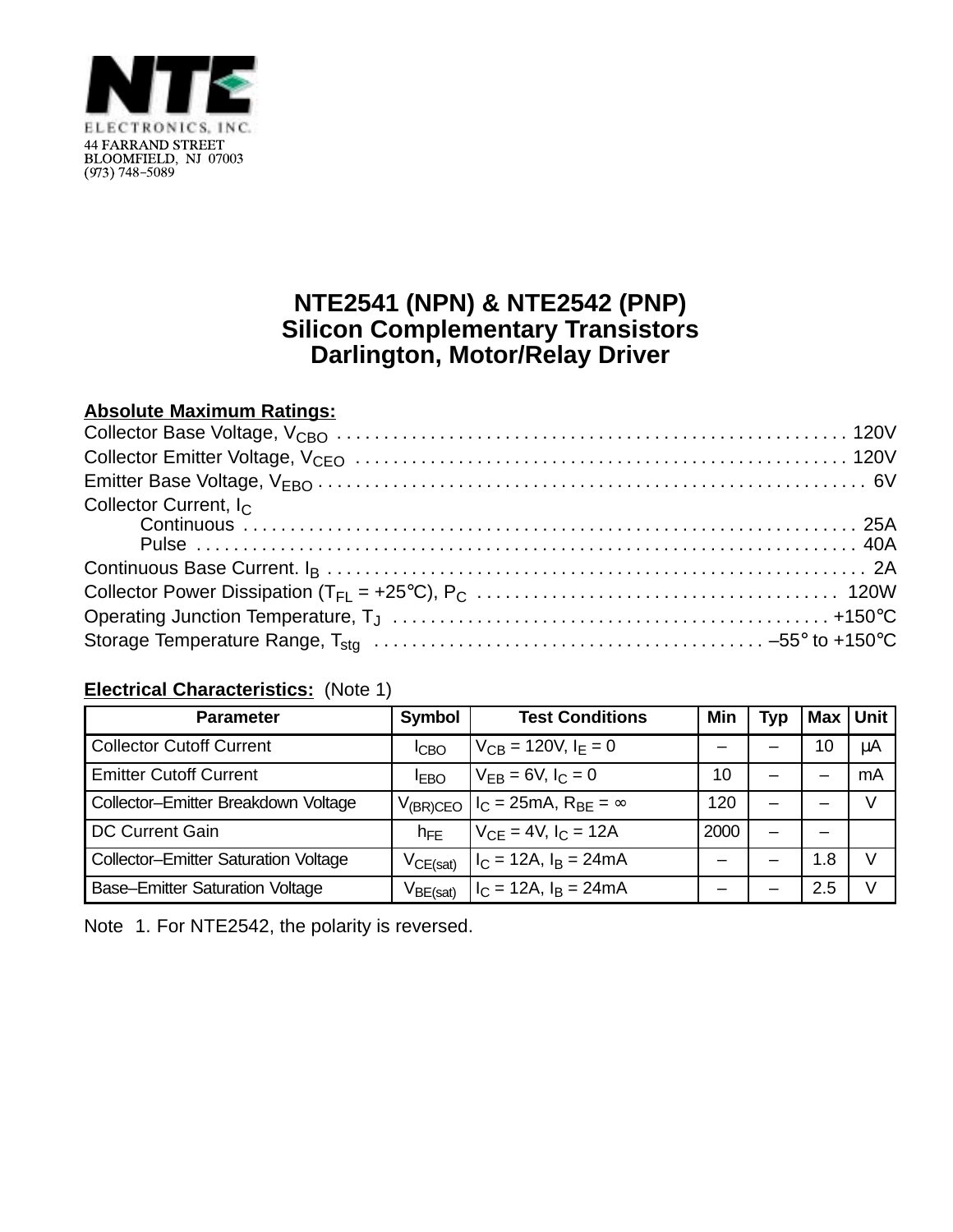NTE ELECTRONICS, INC.
44 FARRAND STREET
BLOOMFIELD, NJ 07003
(973) 748–5089

# NTE2541 (NPN) & NTE2542 (PNP)
# Silicon Complementary Transistors
# Darlington, Motor/Relay Driver

**Absolute Maximum Ratings:**

Collector Base Voltage, $V_{CBO}$ .......... 120V
Collector Emitter Voltage, $V_{CEO}$ .......... 120V
Emitter Base Voltage, $V_{EBO}$ .......... 6V
Collector Current, $I_C$
  Continuous .......... 25A
  Pulse .......... 40A
Continuous Base Current. $I_B$ .......... 2A
Collector Power Dissipation ($T_{FL}$ = +25°C), $P_C$ .......... 120W
Operating Junction Temperature, $T_J$ .......... +150°C
Storage Temperature Range, $T_{stg}$ .......... –55° to +150°C

**Electrical Characteristics:** (Note 1)

| Parameter | Symbol | Test Conditions | Min | Typ | Max | Unit |
|---|---|---|---|---|---|---|
| Collector Cutoff Current | $I_{CBO}$ | $V_{CB}$ = 120V, $I_E$ = 0 | – | – | 10 | μA |
| Emitter Cutoff Current | $I_{EBO}$ | $V_{EB}$ = 6V, $I_C$ = 0 | 10 | – | – | mA |
| Collector–Emitter Breakdown Voltage | $V_{(BR)CEO}$ | $I_C$ = 25mA, $R_{BE}$ = ∞ | 120 | – | – | V |
| DC Current Gain | $h_{FE}$ | $V_{CE}$ = 4V, $I_C$ = 12A | 2000 | – | – | |
| Collector–Emitter Saturation Voltage | $V_{CE(sat)}$ | $I_C$ = 12A, $I_B$ = 24mA | – | – | 1.8 | V |
| Base–Emitter Saturation Voltage | $V_{BE(sat)}$ | $I_C$ = 12A, $I_B$ = 24mA | – | – | 2.5 | V |

Note 1. For NTE2542, the polarity is reversed.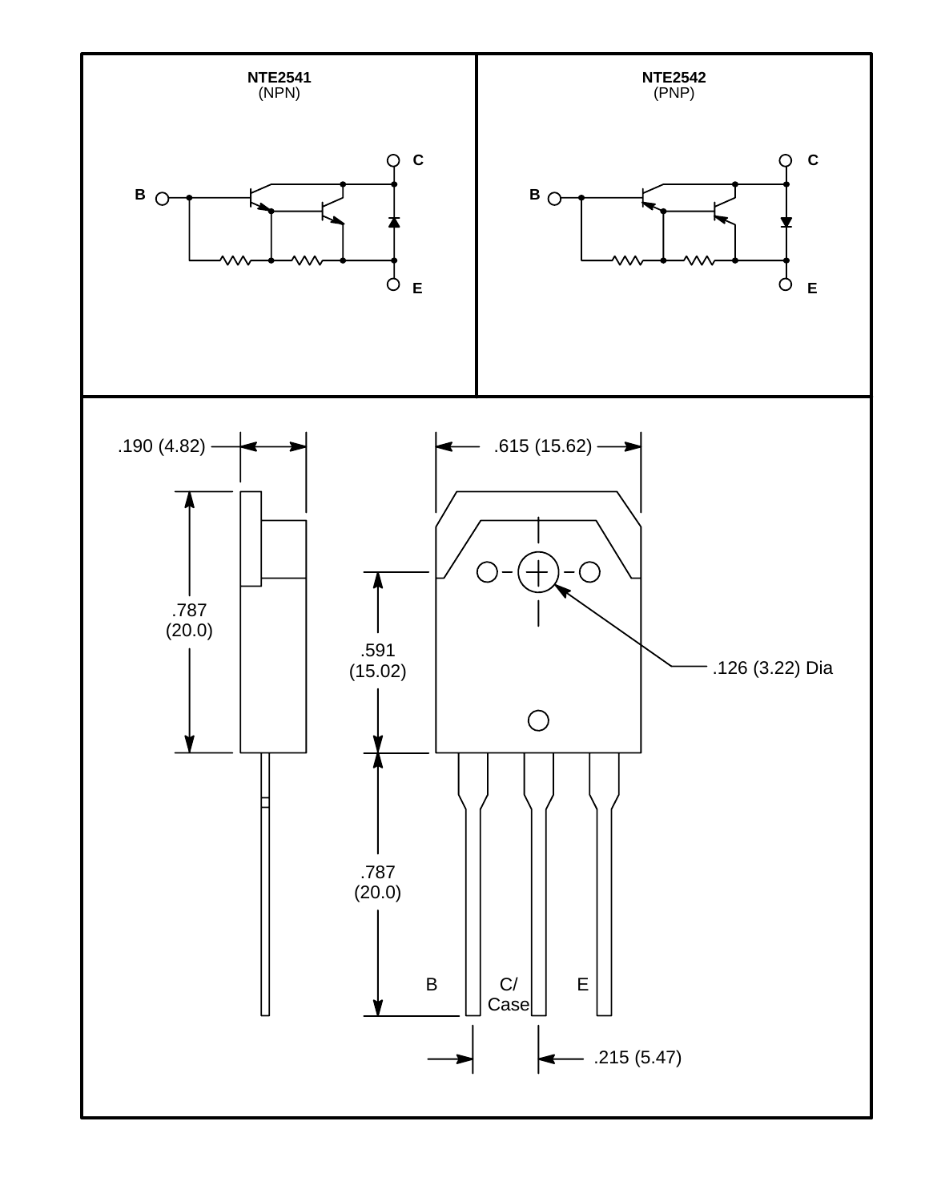**NTE2541**
(NPN)

B
C
E

**NTE2542**
(PNP)

B
C
E

.190 (4.82)

.787
(20.0)

.615 (15.62)

.591
(15.02)

.126 (3.22) Dia

.787
(20.0)

B
C/
Case
E

.215 (5.47)